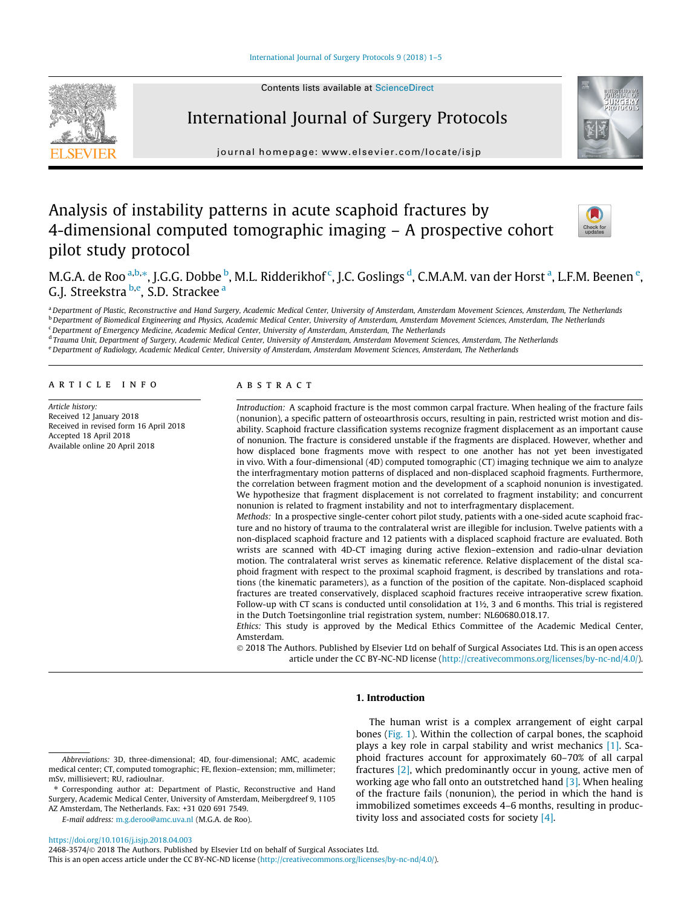# Analysis of instability patterns in acute scaphoid fractures by 4-dimensional computed tomographic imaging – A prospective cohort pilot study protocol

M.G.A. de Roo [a,b,*], J.G.G. Dobbe [b], M.L. Ridderikhof [c], J.C. Goslings [d], C.M.A.M. van der Horst [a], L.F.M. Beenen [e], G.J. Streekstra [b,e], S.D. Strackee [a]

[a] Department of Plastic, Reconstructive and Hand Surgery, Academic Medical Center, University of Amsterdam, Amsterdam Movement Sciences, Amsterdam, The Netherlands
[b] Department of Biomedical Engineering and Physics, Academic Medical Center, University of Amsterdam, Amsterdam Movement Sciences, Amsterdam, The Netherlands
[c] Department of Emergency Medicine, Academic Medical Center, University of Amsterdam, Amsterdam, The Netherlands
[d] Trauma Unit, Department of Surgery, Academic Medical Center, University of Amsterdam, Amsterdam Movement Sciences, Amsterdam, The Netherlands
[e] Department of Radiology, Academic Medical Center, University of Amsterdam, Amsterdam Movement Sciences, Amsterdam, The Netherlands

## ARTICLE INFO

*Article history:*
Received 12 January 2018
Received in revised form 16 April 2018
Accepted 18 April 2018
Available online 20 April 2018

## ABSTRACT

*Introduction:* A scaphoid fracture is the most common carpal fracture. When healing of the fracture fails (nonunion), a specific pattern of osteoarthrosis occurs, resulting in pain, restricted wrist motion and disability. Scaphoid fracture classification systems recognize fragment displacement as an important cause of nonunion. The fracture is considered unstable if the fragments are displaced. However, whether and how displaced bone fragments move with respect to one another has not yet been investigated in vivo. With a four-dimensional (4D) computed tomographic (CT) imaging technique we aim to analyze the interfragmentary motion patterns of displaced and non-displaced scaphoid fragments. Furthermore, the correlation between fragment motion and the development of a scaphoid nonunion is investigated. We hypothesize that fragment displacement is not correlated to fragment instability; and concurrent nonunion is related to fragment instability and not to interfragmentary displacement.

*Methods:* In a prospective single-center cohort pilot study, patients with a one-sided acute scaphoid fracture and no history of trauma to the contralateral wrist are illegible for inclusion. Twelve patients with a non-displaced scaphoid fracture and 12 patients with a displaced scaphoid fracture are evaluated. Both wrists are scanned with 4D-CT imaging during active flexion–extension and radio-ulnar deviation motion. The contralateral wrist serves as kinematic reference. Relative displacement of the distal scaphoid fragment with respect to the proximal scaphoid fragment, is described by translations and rotations (the kinematic parameters), as a function of the position of the capitate. Non-displaced scaphoid fractures are treated conservatively, displaced scaphoid fractures receive intraoperative screw fixation. Follow-up with CT scans is conducted until consolidation at 1½, 3 and 6 months. This trial is registered in the Dutch Toetsingonline trial registration system, number: NL60680.018.17.

*Ethics:* This study is approved by the Medical Ethics Committee of the Academic Medical Center, Amsterdam.

© 2018 The Authors. Published by Elsevier Ltd on behalf of Surgical Associates Ltd. This is an open access article under the CC BY-NC-ND license (http://creativecommons.org/licenses/by-nc-nd/4.0/).

## 1. Introduction

The human wrist is a complex arrangement of eight carpal bones (Fig. 1). Within the collection of carpal bones, the scaphoid plays a key role in carpal stability and wrist mechanics [1]. Scaphoid fractures account for approximately 60–70% of all carpal fractures [2], which predominantly occur in young, active men of working age who fall onto an outstretched hand [3]. When healing of the fracture fails (nonunion), the period in which the hand is immobilized sometimes exceeds 4–6 months, resulting in productivity loss and associated costs for society [4].

---

*Abbreviations:* 3D, three-dimensional; 4D, four-dimensional; AMC, academic medical center; CT, computed tomographic; FE, flexion–extension; mm, millimeter; mSv, millisievert; RU, radioulnar.

\* Corresponding author at: Department of Plastic, Reconstructive and Hand Surgery, Academic Medical Center, University of Amsterdam, Meibergdreef 9, 1105 AZ Amsterdam, The Netherlands. Fax: +31 020 691 7549.

*E-mail address:* m.g.deroo@amc.uva.nl (M.G.A. de Roo).

https://doi.org/10.1016/j.isjp.2018.04.003
2468-3574/© 2018 The Authors. Published by Elsevier Ltd on behalf of Surgical Associates Ltd.
This is an open access article under the CC BY-NC-ND license (http://creativecommons.org/licenses/by-nc-nd/4.0/).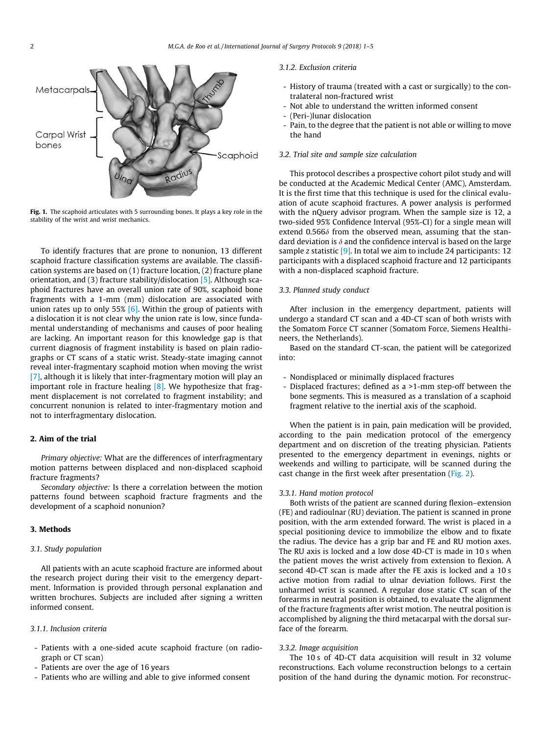Fig. 1. The scaphoid articulates with 5 surrounding bones. It plays a key role in the stability of the wrist and wrist mechanics.

To identify fractures that are prone to nonunion, 13 different scaphoid fracture classification systems are available. The classification systems are based on (1) fracture location, (2) fracture plane orientation, and (3) fracture stability/dislocation [5]. Although scaphoid fractures have an overall union rate of 90%, scaphoid bone fragments with a 1-mm (mm) dislocation are associated with union rates up to only 55% [6]. Within the group of patients with a dislocation it is not clear why the union rate is low, since fundamental understanding of mechanisms and causes of poor healing are lacking. An important reason for this knowledge gap is that current diagnosis of fragment instability is based on plain radiographs or CT scans of a static wrist. Steady-state imaging cannot reveal inter-fragmentary scaphoid motion when moving the wrist [7], although it is likely that inter-fragmentary motion will play an important role in fracture healing [8]. We hypothesize that fragment displacement is not correlated to fragment instability; and concurrent nonunion is related to inter-fragmentary motion and not to interfragmentary dislocation.

## 2. Aim of the trial

*Primary objective:* What are the differences of interfragmentary motion patterns between displaced and non-displaced scaphoid fracture fragments?

*Secondary objective:* Is there a correlation between the motion patterns found between scaphoid fracture fragments and the development of a scaphoid nonunion?

## 3. Methods

### 3.1. Study population

All patients with an acute scaphoid fracture are informed about the research project during their visit to the emergency department. Information is provided through personal explanation and written brochures. Subjects are included after signing a written informed consent.

#### 3.1.1. Inclusion criteria

- Patients with a one-sided acute scaphoid fracture (on radiograph or CT scan)
- Patients are over the age of 16 years
- Patients who are willing and able to give informed consent

#### 3.1.2. Exclusion criteria

- History of trauma (treated with a cast or surgically) to the contralateral non-fractured wrist
- Not able to understand the written informed consent
- (Peri-)lunar dislocation
- Pain, to the degree that the patient is not able or willing to move the hand

### 3.2. Trial site and sample size calculation

This protocol describes a prospective cohort pilot study and will be conducted at the Academic Medical Center (AMC), Amsterdam. It is the first time that this technique is used for the clinical evaluation of acute scaphoid fractures. A power analysis is performed with the nQuery advisor program. When the sample size is 12, a two-sided 95% Confidence Interval (95%-CI) for a single mean will extend $0.566\delta$ from the observed mean, assuming that the standard deviation is $\delta$ and the confidence interval is based on the large sample $z$ statistic [9]. In total we aim to include 24 participants: 12 participants with a displaced scaphoid fracture and 12 participants with a non-displaced scaphoid fracture.

### 3.3. Planned study conduct

After inclusion in the emergency department, patients will undergo a standard CT scan and a 4D-CT scan of both wrists with the Somatom Force CT scanner (Somatom Force, Siemens Healthineers, the Netherlands).

Based on the standard CT-scan, the patient will be categorized into:

- Nondisplaced or minimally displaced fractures
- Displaced fractures; defined as a >1-mm step-off between the bone segments. This is measured as a translation of a scaphoid fragment relative to the inertial axis of the scaphoid.

When the patient is in pain, pain medication will be provided, according to the pain medication protocol of the emergency department and on discretion of the treating physician. Patients presented to the emergency department in evenings, nights or weekends and willing to participate, will be scanned during the cast change in the first week after presentation (Fig. 2).

#### 3.3.1. Hand motion protocol

Both wrists of the patient are scanned during flexion–extension (FE) and radioulnar (RU) deviation. The patient is scanned in prone position, with the arm extended forward. The wrist is placed in a special positioning device to immobilize the elbow and to fixate the radius. The device has a grip bar and FE and RU motion axes. The RU axis is locked and a low dose 4D-CT is made in 10 s when the patient moves the wrist actively from extension to flexion. A second 4D-CT scan is made after the FE axis is locked and a 10 s active motion from radial to ulnar deviation follows. First the unharmed wrist is scanned. A regular dose static CT scan of the forearms in neutral position is obtained, to evaluate the alignment of the fracture fragments after wrist motion. The neutral position is accomplished by aligning the third metacarpal with the dorsal surface of the forearm.

#### 3.3.2. Image acquisition

The 10 s of 4D-CT data acquisition will result in 32 volume reconstructions. Each volume reconstruction belongs to a certain position of the hand during the dynamic motion. For reconstruc-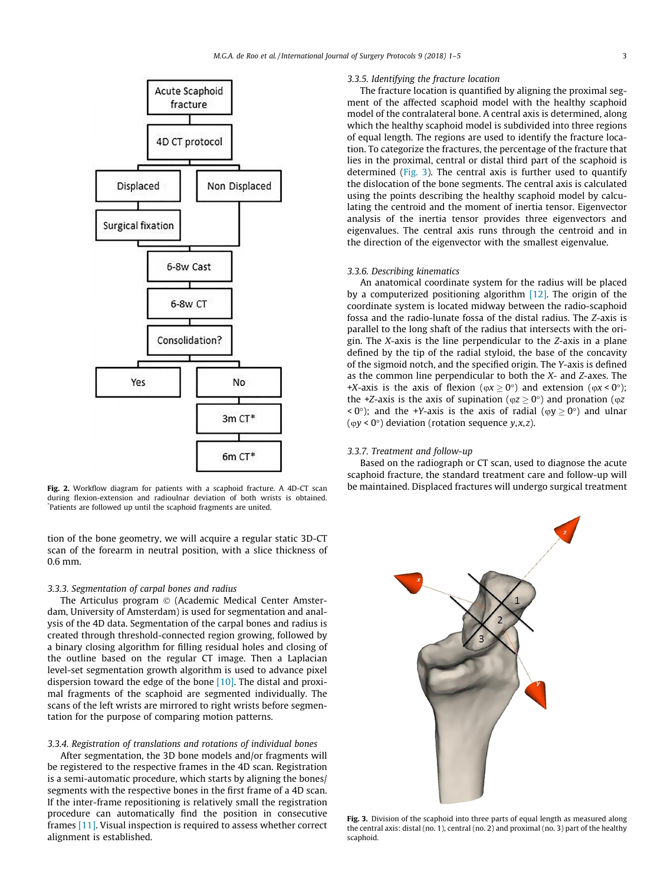Fig. 2. Workflow diagram for patients with a scaphoid fracture. A 4D-CT scan during flexion-extension and radioulnar deviation of both wrists is obtained. *Patients are followed up until the scaphoid fragments are united.

tion of the bone geometry, we will acquire a regular static 3D-CT scan of the forearm in neutral position, with a slice thickness of 0.6 mm.

### 3.3.3. Segmentation of carpal bones and radius

The Articulus program © (Academic Medical Center Amsterdam, University of Amsterdam) is used for segmentation and analysis of the 4D data. Segmentation of the carpal bones and radius is created through threshold-connected region growing, followed by a binary closing algorithm for filling residual holes and closing of the outline based on the regular CT image. Then a Laplacian level-set segmentation growth algorithm is used to advance pixel dispersion toward the edge of the bone [10]. The distal and proximal fragments of the scaphoid are segmented individually. The scans of the left wrists are mirrored to right wrists before segmentation for the purpose of comparing motion patterns.

### 3.3.4. Registration of translations and rotations of individual bones

After segmentation, the 3D bone models and/or fragments will be registered to the respective frames in the 4D scan. Registration is a semi-automatic procedure, which starts by aligning the bones/segments with the respective bones in the first frame of a 4D scan. If the inter-frame repositioning is relatively small the registration procedure can automatically find the position in consecutive frames [11]. Visual inspection is required to assess whether correct alignment is established.

### 3.3.5. Identifying the fracture location

The fracture location is quantified by aligning the proximal segment of the affected scaphoid model with the healthy scaphoid model of the contralateral bone. A central axis is determined, along which the healthy scaphoid model is subdivided into three regions of equal length. The regions are used to identify the fracture location. To categorize the fractures, the percentage of the fracture that lies in the proximal, central or distal third part of the scaphoid is determined (Fig. 3). The central axis is further used to quantify the dislocation of the bone segments. The central axis is calculated using the points describing the healthy scaphoid model by calculating the centroid and the moment of inertia tensor. Eigenvector analysis of the inertia tensor provides three eigenvectors and eigenvalues. The central axis runs through the centroid and in the direction of the eigenvector with the smallest eigenvalue.

### 3.3.6. Describing kinematics

An anatomical coordinate system for the radius will be placed by a computerized positioning algorithm [12]. The origin of the coordinate system is located midway between the radio-scaphoid fossa and the radio-lunate fossa of the distal radius. The $Z$-axis is parallel to the long shaft of the radius that intersects with the origin. The $X$-axis is the line perpendicular to the $Z$-axis in a plane defined by the tip of the radial styloid, the base of the concavity of the sigmoid notch, and the specified origin. The $Y$-axis is defined as the common line perpendicular to both the $X$- and $Z$-axes. The $+X$-axis is the axis of flexion ($\varphi x \geq 0°$) and extension ($\varphi x < 0°$); the $+Z$-axis is the axis of supination ($\varphi z \geq 0°$) and pronation ($\varphi z < 0°$); and the $+Y$-axis is the axis of radial ($\varphi y \geq 0°$) and ulnar ($\varphi y < 0°$) deviation (rotation sequence $y,x,z$).

### 3.3.7. Treatment and follow-up

Based on the radiograph or CT scan, used to diagnose the acute scaphoid fracture, the standard treatment care and follow-up will be maintained. Displaced fractures will undergo surgical treatment

Fig. 3. Division of the scaphoid into three parts of equal length as measured along the central axis: distal (no. 1), central (no. 2) and proximal (no. 3) part of the healthy scaphoid.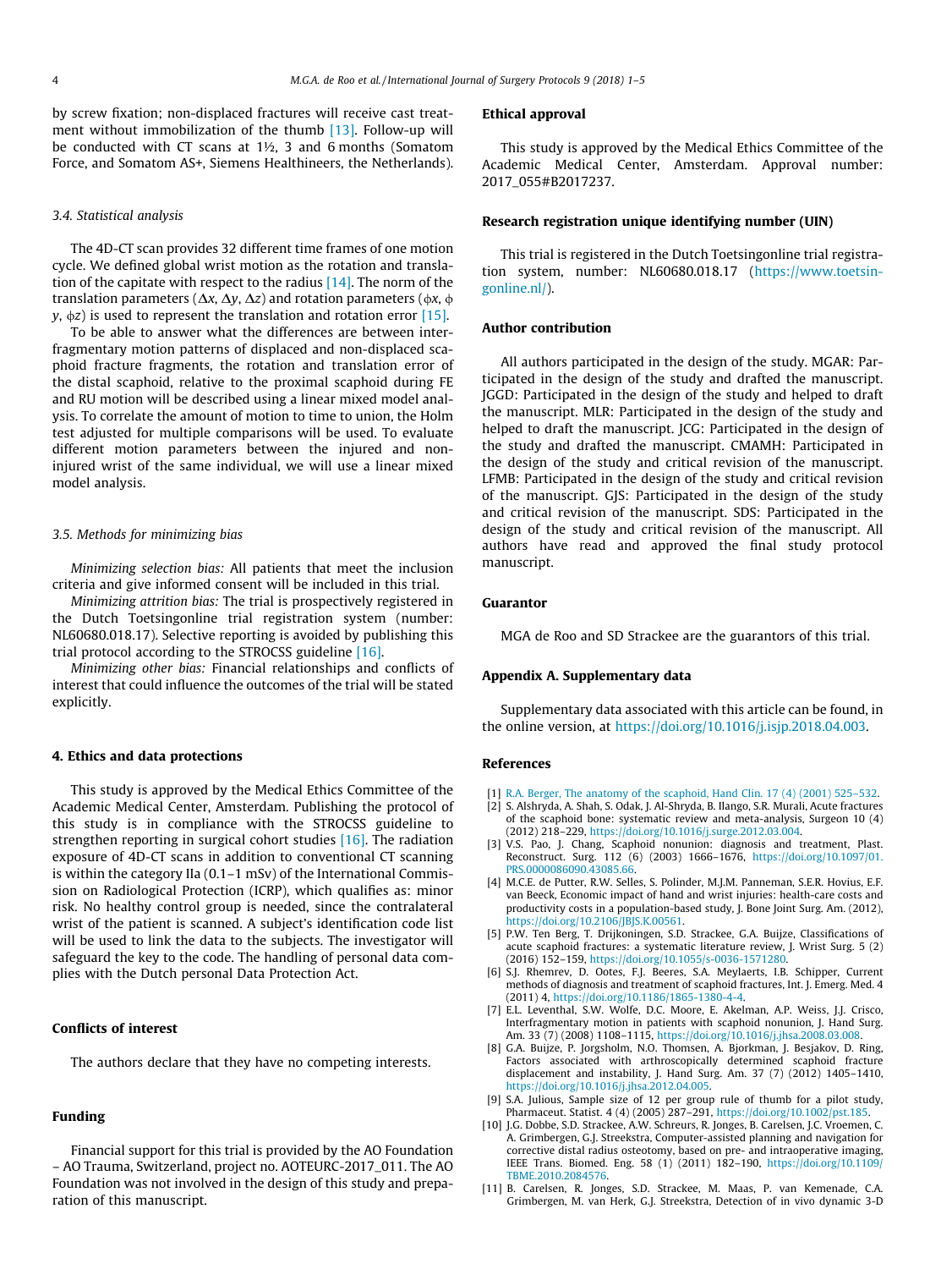by screw fixation; non-displaced fractures will receive cast treatment without immobilization of the thumb [13]. Follow-up will be conducted with CT scans at 1½, 3 and 6 months (Somatom Force, and Somatom AS+, Siemens Healthineers, the Netherlands).

### 3.4. Statistical analysis

The 4D-CT scan provides 32 different time frames of one motion cycle. We defined global wrist motion as the rotation and translation of the capitate with respect to the radius [14]. The norm of the translation parameters ($\Delta x$, $\Delta y$, $\Delta z$) and rotation parameters ($\phi x$, $\phi y$, $\phi z$) is used to represent the translation and rotation error [15].

To be able to answer what the differences are between interfragmentary motion patterns of displaced and non-displaced scaphoid fracture fragments, the rotation and translation error of the distal scaphoid, relative to the proximal scaphoid during FE and RU motion will be described using a linear mixed model analysis. To correlate the amount of motion to time to union, the Holm test adjusted for multiple comparisons will be used. To evaluate different motion parameters between the injured and non-injured wrist of the same individual, we will use a linear mixed model analysis.

### 3.5. Methods for minimizing bias

*Minimizing selection bias:* All patients that meet the inclusion criteria and give informed consent will be included in this trial.

*Minimizing attrition bias:* The trial is prospectively registered in the Dutch Toetsingonline trial registration system (number: NL60680.018.17). Selective reporting is avoided by publishing this trial protocol according to the STROCSS guideline [16].

*Minimizing other bias:* Financial relationships and conflicts of interest that could influence the outcomes of the trial will be stated explicitly.

## 4. Ethics and data protections

This study is approved by the Medical Ethics Committee of the Academic Medical Center, Amsterdam. Publishing the protocol of this study is in compliance with the STROCSS guideline to strengthen reporting in surgical cohort studies [16]. The radiation exposure of 4D-CT scans in addition to conventional CT scanning is within the category IIa (0.1–1 mSv) of the International Commission on Radiological Protection (ICRP), which qualifies as: minor risk. No healthy control group is needed, since the contralateral wrist of the patient is scanned. A subject's identification code list will be used to link the data to the subjects. The investigator will safeguard the key to the code. The handling of personal data complies with the Dutch personal Data Protection Act.

## Conflicts of interest

The authors declare that they have no competing interests.

## Funding

Financial support for this trial is provided by the AO Foundation – AO Trauma, Switzerland, project no. AOTEURC-2017_011. The AO Foundation was not involved in the design of this study and preparation of this manuscript.

## Ethical approval

This study is approved by the Medical Ethics Committee of the Academic Medical Center, Amsterdam. Approval number: 2017_055#B2017237.

## Research registration unique identifying number (UIN)

This trial is registered in the Dutch Toetsingonline trial registration system, number: NL60680.018.17 (https://www.toetsingonline.nl/).

## Author contribution

All authors participated in the design of the study. MGAR: Participated in the design of the study and drafted the manuscript. JGGD: Participated in the design of the study and helped to draft the manuscript. MLR: Participated in the design of the study and helped to draft the manuscript. JCG: Participated in the design of the study and drafted the manuscript. CMAMH: Participated in the design of the study and critical revision of the manuscript. LFMB: Participated in the design of the study and critical revision of the manuscript. GJS: Participated in the design of the study and critical revision of the manuscript. SDS: Participated in the design of the study and critical revision of the manuscript. All authors have read and approved the final study protocol manuscript.

## Guarantor

MGA de Roo and SD Strackee are the guarantors of this trial.

## Appendix A. Supplementary data

Supplementary data associated with this article can be found, in the online version, at https://doi.org/10.1016/j.isjp.2018.04.003.

## References

[1] R.A. Berger, The anatomy of the scaphoid, Hand Clin. 17 (4) (2001) 525–532.

[2] S. Alshryda, A. Shah, S. Odak, J. Al-Shryda, B. Ilango, S.R. Murali, Acute fractures of the scaphoid bone: systematic review and meta-analysis, Surgeon 10 (4) (2012) 218–229, https://doi.org/10.1016/j.surge.2012.03.004.

[3] V.S. Pao, J. Chang, Scaphoid nonunion: diagnosis and treatment, Plast. Reconstruct. Surg. 112 (6) (2003) 1666–1676, https://doi.org/10.1097/01.PRS.0000086090.43085.66.

[4] M.C.E. de Putter, R.W. Selles, S. Polinder, M.J.M. Panneman, S.E.R. Hovius, E.F. van Beeck, Economic impact of hand and wrist injuries: health-care costs and productivity costs in a population-based study, J. Bone Joint Surg. Am. (2012), https://doi.org/10.2106/JBJS.K.00561.

[5] P.W. Ten Berg, T. Drijkoningen, S.D. Strackee, G.A. Buijze, Classifications of acute scaphoid fractures: a systematic literature review, J. Wrist Surg. 5 (2) (2016) 152–159, https://doi.org/10.1055/s-0036-1571280.

[6] S.J. Rhemrev, D. Ootes, F.J. Beeres, S.A. Meylaerts, I.B. Schipper, Current methods of diagnosis and treatment of scaphoid fractures, Int. J. Emerg. Med. 4 (2011) 4, https://doi.org/10.1186/1865-1380-4-4.

[7] E.L. Leventhal, S.W. Wolfe, D.C. Moore, E. Akelman, A.P. Weiss, J.J. Crisco, Interfragmentary motion in patients with scaphoid nonunion, J. Hand Surg. Am. 33 (7) (2008) 1108–1115, https://doi.org/10.1016/j.jhsa.2008.03.008.

[8] G.A. Buijze, P. Jorgsholm, N.O. Thomsen, A. Bjorkman, J. Besjakov, D. Ring, Factors associated with arthroscopically determined scaphoid fracture displacement and instability, J. Hand Surg. Am. 37 (7) (2012) 1405–1410, https://doi.org/10.1016/j.jhsa.2012.04.005.

[9] S.A. Julious, Sample size of 12 per group rule of thumb for a pilot study, Pharmaceut. Statist. 4 (4) (2005) 287–291, https://doi.org/10.1002/pst.185.

[10] J.G. Dobbe, S.D. Strackee, A.W. Schreurs, R. Jonges, B. Carelsen, J.C. Vroemen, C. A. Grimbergen, G.J. Streekstra, Computer-assisted planning and navigation for corrective distal radius osteotomy, based on pre- and intraoperative imaging, IEEE Trans. Biomed. Eng. 58 (1) (2011) 182–190, https://doi.org/10.1109/TBME.2010.2084576.

[11] B. Carelsen, R. Jonges, S.D. Strackee, M. Maas, P. van Kemenade, C.A. Grimbergen, M. van Herk, G.J. Streekstra, Detection of in vivo dynamic 3-D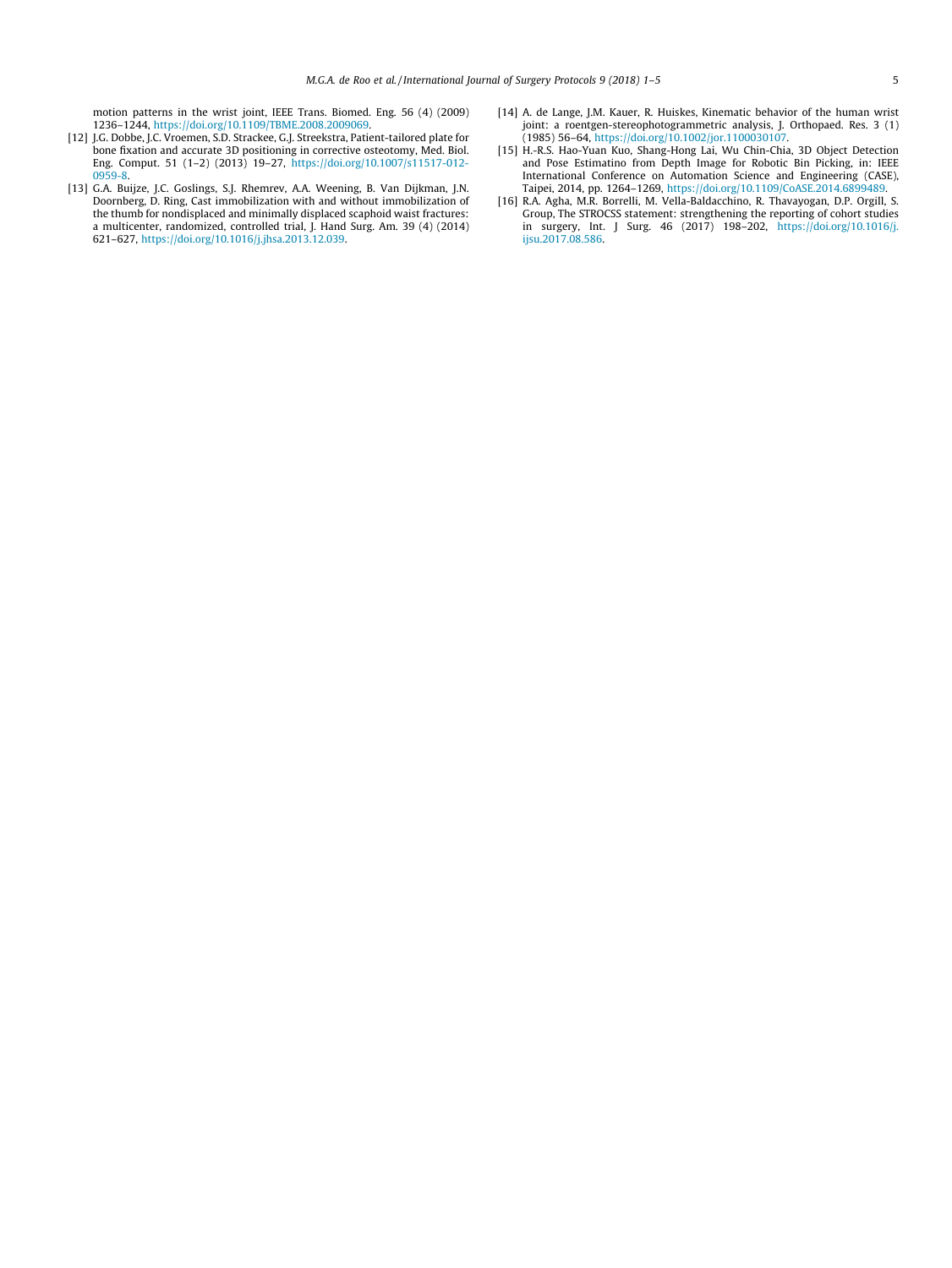motion patterns in the wrist joint, IEEE Trans. Biomed. Eng. 56 (4) (2009) 1236–1244, https://doi.org/10.1109/TBME.2008.2009069.

[12] J.G. Dobbe, J.C. Vroemen, S.D. Strackee, G.J. Streekstra, Patient-tailored plate for bone fixation and accurate 3D positioning in corrective osteotomy, Med. Biol. Eng. Comput. 51 (1–2) (2013) 19–27, https://doi.org/10.1007/s11517-012-0959-8.

[13] G.A. Buijze, J.C. Goslings, S.J. Rhemrev, A.A. Weening, B. Van Dijkman, J.N. Doornberg, D. Ring, Cast immobilization with and without immobilization of the thumb for nondisplaced and minimally displaced scaphoid waist fractures: a multicenter, randomized, controlled trial, J. Hand Surg. Am. 39 (4) (2014) 621–627, https://doi.org/10.1016/j.jhsa.2013.12.039.

[14] A. de Lange, J.M. Kauer, R. Huiskes, Kinematic behavior of the human wrist joint: a roentgen-stereophotogrammetric analysis, J. Orthopaed. Res. 3 (1) (1985) 56–64, https://doi.org/10.1002/jor.1100030107.

[15] H.-R.S. Hao-Yuan Kuo, Shang-Hong Lai, Wu Chin-Chia, 3D Object Detection and Pose Estimatino from Depth Image for Robotic Bin Picking, in: IEEE International Conference on Automation Science and Engineering (CASE), Taipei, 2014, pp. 1264–1269, https://doi.org/10.1109/CoASE.2014.6899489.

[16] R.A. Agha, M.R. Borrelli, M. Vella-Baldacchino, R. Thavayogan, D.P. Orgill, S. Group, The STROCSS statement: strengthening the reporting of cohort studies in surgery, Int. J Surg. 46 (2017) 198–202, https://doi.org/10.1016/j.ijsu.2017.08.586.